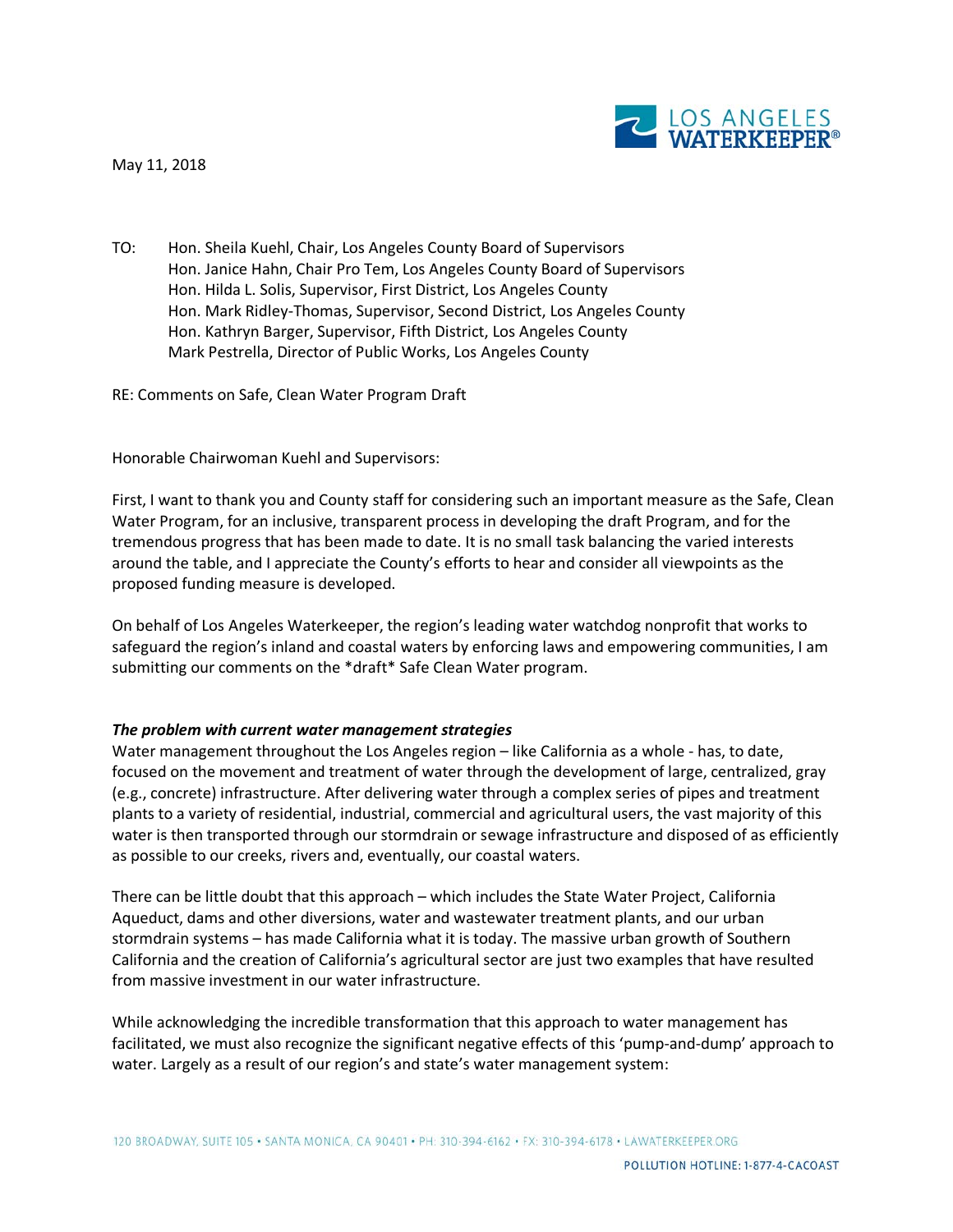May 11, 2018

TO: Hon. Sheila Kuehl, Chair, Los Angeles County Board of Supervisors
Hon. Janice Hahn, Chair Pro Tem, Los Angeles County Board of Supervisors
Hon. Hilda L. Solis, Supervisor, First District, Los Angeles County
Hon. Mark Ridley-Thomas, Supervisor, Second District, Los Angeles County
Hon. Kathryn Barger, Supervisor, Fifth District, Los Angeles County
Mark Pestrella, Director of Public Works, Los Angeles County

RE: Comments on Safe, Clean Water Program Draft

Honorable Chairwoman Kuehl and Supervisors:

First, I want to thank you and County staff for considering such an important measure as the Safe, Clean Water Program, for an inclusive, transparent process in developing the draft Program, and for the tremendous progress that has been made to date. It is no small task balancing the varied interests around the table, and I appreciate the County's efforts to hear and consider all viewpoints as the proposed funding measure is developed.

On behalf of Los Angeles Waterkeeper, the region's leading water watchdog nonprofit that works to safeguard the region's inland and coastal waters by enforcing laws and empowering communities, I am submitting our comments on the *draft* Safe Clean Water program.

***The problem with current water management strategies***

Water management throughout the Los Angeles region – like California as a whole - has, to date, focused on the movement and treatment of water through the development of large, centralized, gray (e.g., concrete) infrastructure. After delivering water through a complex series of pipes and treatment plants to a variety of residential, industrial, commercial and agricultural users, the vast majority of this water is then transported through our stormdrain or sewage infrastructure and disposed of as efficiently as possible to our creeks, rivers and, eventually, our coastal waters.

There can be little doubt that this approach – which includes the State Water Project, California Aqueduct, dams and other diversions, water and wastewater treatment plants, and our urban stormdrain systems – has made California what it is today. The massive urban growth of Southern California and the creation of California's agricultural sector are just two examples that have resulted from massive investment in our water infrastructure.

While acknowledging the incredible transformation that this approach to water management has facilitated, we must also recognize the significant negative effects of this 'pump-and-dump' approach to water. Largely as a result of our region's and state's water management system: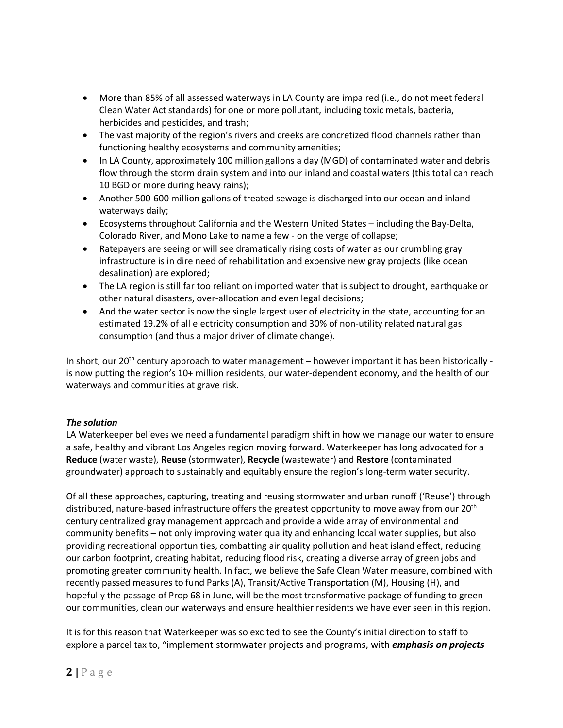- More than 85% of all assessed waterways in LA County are impaired (i.e., do not meet federal Clean Water Act standards) for one or more pollutant, including toxic metals, bacteria, herbicides and pesticides, and trash;
- The vast majority of the region's rivers and creeks are concretized flood channels rather than functioning healthy ecosystems and community amenities;
- In LA County, approximately 100 million gallons a day (MGD) of contaminated water and debris flow through the storm drain system and into our inland and coastal waters (this total can reach 10 BGD or more during heavy rains);
- Another 500-600 million gallons of treated sewage is discharged into our ocean and inland waterways daily;
- Ecosystems throughout California and the Western United States – including the Bay-Delta, Colorado River, and Mono Lake to name a few - on the verge of collapse;
- Ratepayers are seeing or will see dramatically rising costs of water as our crumbling gray infrastructure is in dire need of rehabilitation and expensive new gray projects (like ocean desalination) are explored;
- The LA region is still far too reliant on imported water that is subject to drought, earthquake or other natural disasters, over-allocation and even legal decisions;
- And the water sector is now the single largest user of electricity in the state, accounting for an estimated 19.2% of all electricity consumption and 30% of non-utility related natural gas consumption (and thus a major driver of climate change).

In short, our 20th century approach to water management – however important it has been historically - is now putting the region's 10+ million residents, our water-dependent economy, and the health of our waterways and communities at grave risk.

***The solution***

LA Waterkeeper believes we need a fundamental paradigm shift in how we manage our water to ensure a safe, healthy and vibrant Los Angeles region moving forward. Waterkeeper has long advocated for a **Reduce** (water waste), **Reuse** (stormwater), **Recycle** (wastewater) and **Restore** (contaminated groundwater) approach to sustainably and equitably ensure the region's long-term water security.

Of all these approaches, capturing, treating and reusing stormwater and urban runoff ('Reuse') through distributed, nature-based infrastructure offers the greatest opportunity to move away from our 20th century centralized gray management approach and provide a wide array of environmental and community benefits – not only improving water quality and enhancing local water supplies, but also providing recreational opportunities, combatting air quality pollution and heat island effect, reducing our carbon footprint, creating habitat, reducing flood risk, creating a diverse array of green jobs and promoting greater community health. In fact, we believe the Safe Clean Water measure, combined with recently passed measures to fund Parks (A), Transit/Active Transportation (M), Housing (H), and hopefully the passage of Prop 68 in June, will be the most transformative package of funding to green our communities, clean our waterways and ensure healthier residents we have ever seen in this region.

It is for this reason that Waterkeeper was so excited to see the County's initial direction to staff to explore a parcel tax to, "implement stormwater projects and programs, with ***emphasis on projects***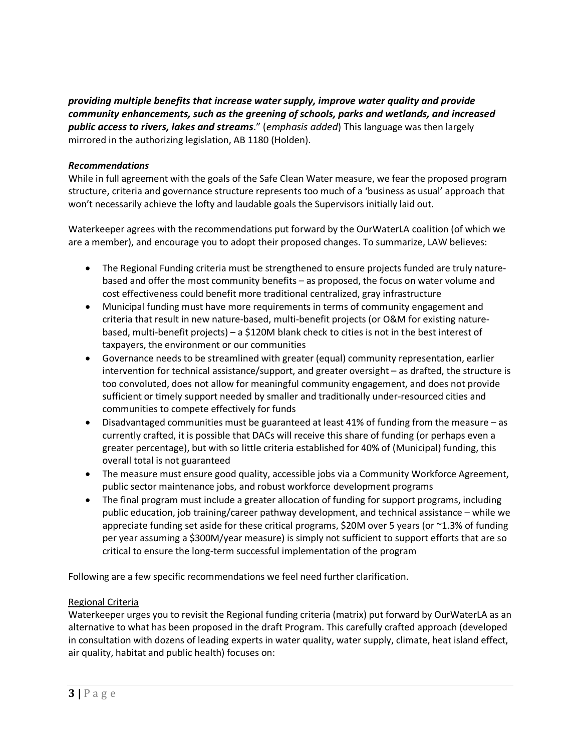***providing multiple benefits that increase water supply, improve water quality and provide community enhancements, such as the greening of schools, parks and wetlands, and increased public access to rivers, lakes and streams***." (*emphasis added*) This language was then largely mirrored in the authorizing legislation, AB 1180 (Holden).

***Recommendations***

While in full agreement with the goals of the Safe Clean Water measure, we fear the proposed program structure, criteria and governance structure represents too much of a 'business as usual' approach that won't necessarily achieve the lofty and laudable goals the Supervisors initially laid out.

Waterkeeper agrees with the recommendations put forward by the OurWaterLA coalition (of which we are a member), and encourage you to adopt their proposed changes. To summarize, LAW believes:

- The Regional Funding criteria must be strengthened to ensure projects funded are truly nature-based and offer the most community benefits – as proposed, the focus on water volume and cost effectiveness could benefit more traditional centralized, gray infrastructure
- Municipal funding must have more requirements in terms of community engagement and criteria that result in new nature-based, multi-benefit projects (or O&M for existing nature-based, multi-benefit projects) – a $120M blank check to cities is not in the best interest of taxpayers, the environment or our communities
- Governance needs to be streamlined with greater (equal) community representation, earlier intervention for technical assistance/support, and greater oversight – as drafted, the structure is too convoluted, does not allow for meaningful community engagement, and does not provide sufficient or timely support needed by smaller and traditionally under-resourced cities and communities to compete effectively for funds
- Disadvantaged communities must be guaranteed at least 41% of funding from the measure – as currently crafted, it is possible that DACs will receive this share of funding (or perhaps even a greater percentage), but with so little criteria established for 40% of (Municipal) funding, this overall total is not guaranteed
- The measure must ensure good quality, accessible jobs via a Community Workforce Agreement, public sector maintenance jobs, and robust workforce development programs
- The final program must include a greater allocation of funding for support programs, including public education, job training/career pathway development, and technical assistance – while we appreciate funding set aside for these critical programs, $20M over 5 years (or ~1.3% of funding per year assuming a $300M/year measure) is simply not sufficient to support efforts that are so critical to ensure the long-term successful implementation of the program

Following are a few specific recommendations we feel need further clarification.

<u>Regional Criteria</u>

Waterkeeper urges you to revisit the Regional funding criteria (matrix) put forward by OurWaterLA as an alternative to what has been proposed in the draft Program. This carefully crafted approach (developed in consultation with dozens of leading experts in water quality, water supply, climate, heat island effect, air quality, habitat and public health) focuses on: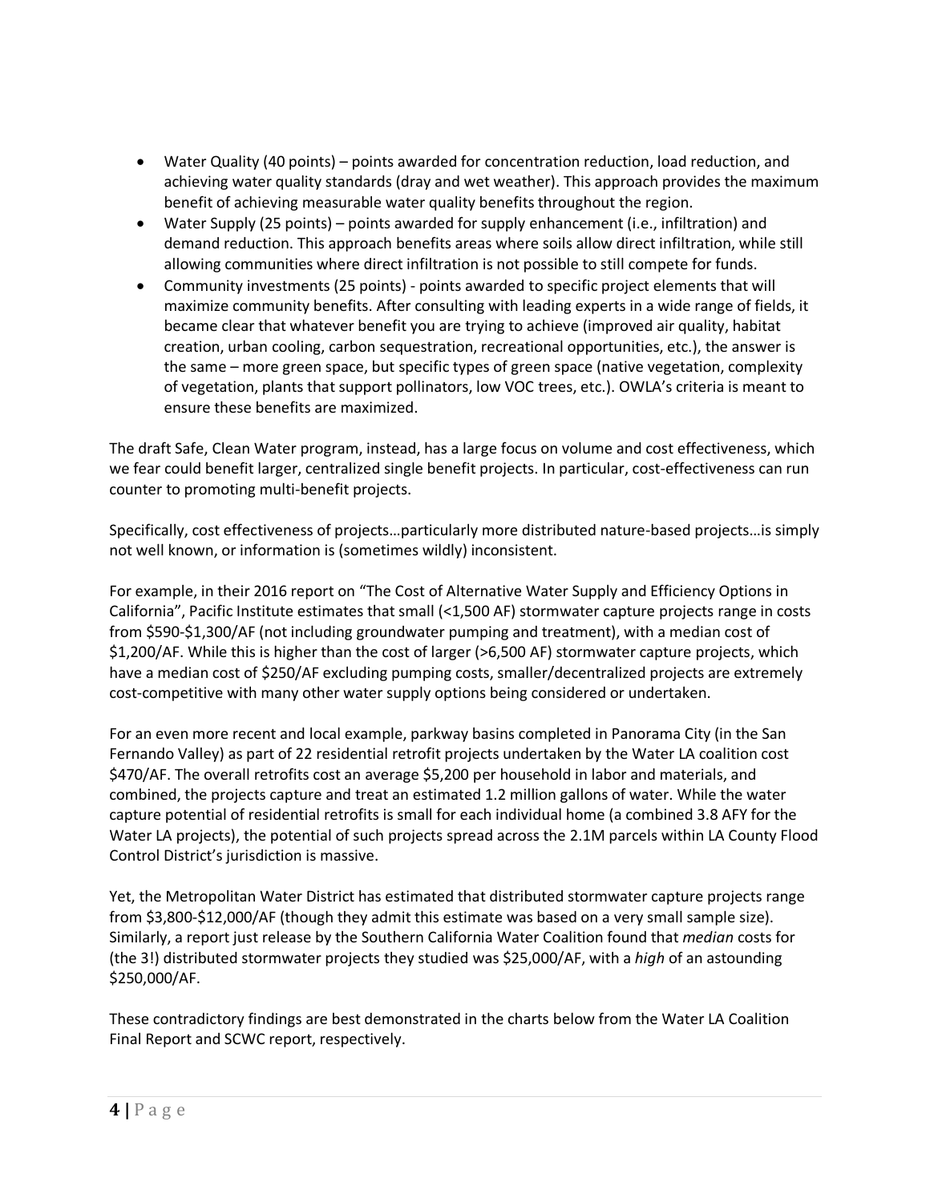- Water Quality (40 points) – points awarded for concentration reduction, load reduction, and achieving water quality standards (dray and wet weather). This approach provides the maximum benefit of achieving measurable water quality benefits throughout the region.
- Water Supply (25 points) – points awarded for supply enhancement (i.e., infiltration) and demand reduction. This approach benefits areas where soils allow direct infiltration, while still allowing communities where direct infiltration is not possible to still compete for funds.
- Community investments (25 points) - points awarded to specific project elements that will maximize community benefits. After consulting with leading experts in a wide range of fields, it became clear that whatever benefit you are trying to achieve (improved air quality, habitat creation, urban cooling, carbon sequestration, recreational opportunities, etc.), the answer is the same – more green space, but specific types of green space (native vegetation, complexity of vegetation, plants that support pollinators, low VOC trees, etc.). OWLA's criteria is meant to ensure these benefits are maximized.

The draft Safe, Clean Water program, instead, has a large focus on volume and cost effectiveness, which we fear could benefit larger, centralized single benefit projects. In particular, cost-effectiveness can run counter to promoting multi-benefit projects.

Specifically, cost effectiveness of projects…particularly more distributed nature-based projects…is simply not well known, or information is (sometimes wildly) inconsistent.

For example, in their 2016 report on "The Cost of Alternative Water Supply and Efficiency Options in California", Pacific Institute estimates that small (<1,500 AF) stormwater capture projects range in costs from $590-$1,300/AF (not including groundwater pumping and treatment), with a median cost of $1,200/AF. While this is higher than the cost of larger (>6,500 AF) stormwater capture projects, which have a median cost of $250/AF excluding pumping costs, smaller/decentralized projects are extremely cost-competitive with many other water supply options being considered or undertaken.

For an even more recent and local example, parkway basins completed in Panorama City (in the San Fernando Valley) as part of 22 residential retrofit projects undertaken by the Water LA coalition cost $470/AF. The overall retrofits cost an average $5,200 per household in labor and materials, and combined, the projects capture and treat an estimated 1.2 million gallons of water. While the water capture potential of residential retrofits is small for each individual home (a combined 3.8 AFY for the Water LA projects), the potential of such projects spread across the 2.1M parcels within LA County Flood Control District's jurisdiction is massive.

Yet, the Metropolitan Water District has estimated that distributed stormwater capture projects range from $3,800-$12,000/AF (though they admit this estimate was based on a very small sample size). Similarly, a report just release by the Southern California Water Coalition found that *median* costs for (the 3!) distributed stormwater projects they studied was $25,000/AF, with a *high* of an astounding $250,000/AF.

These contradictory findings are best demonstrated in the charts below from the Water LA Coalition Final Report and SCWC report, respectively.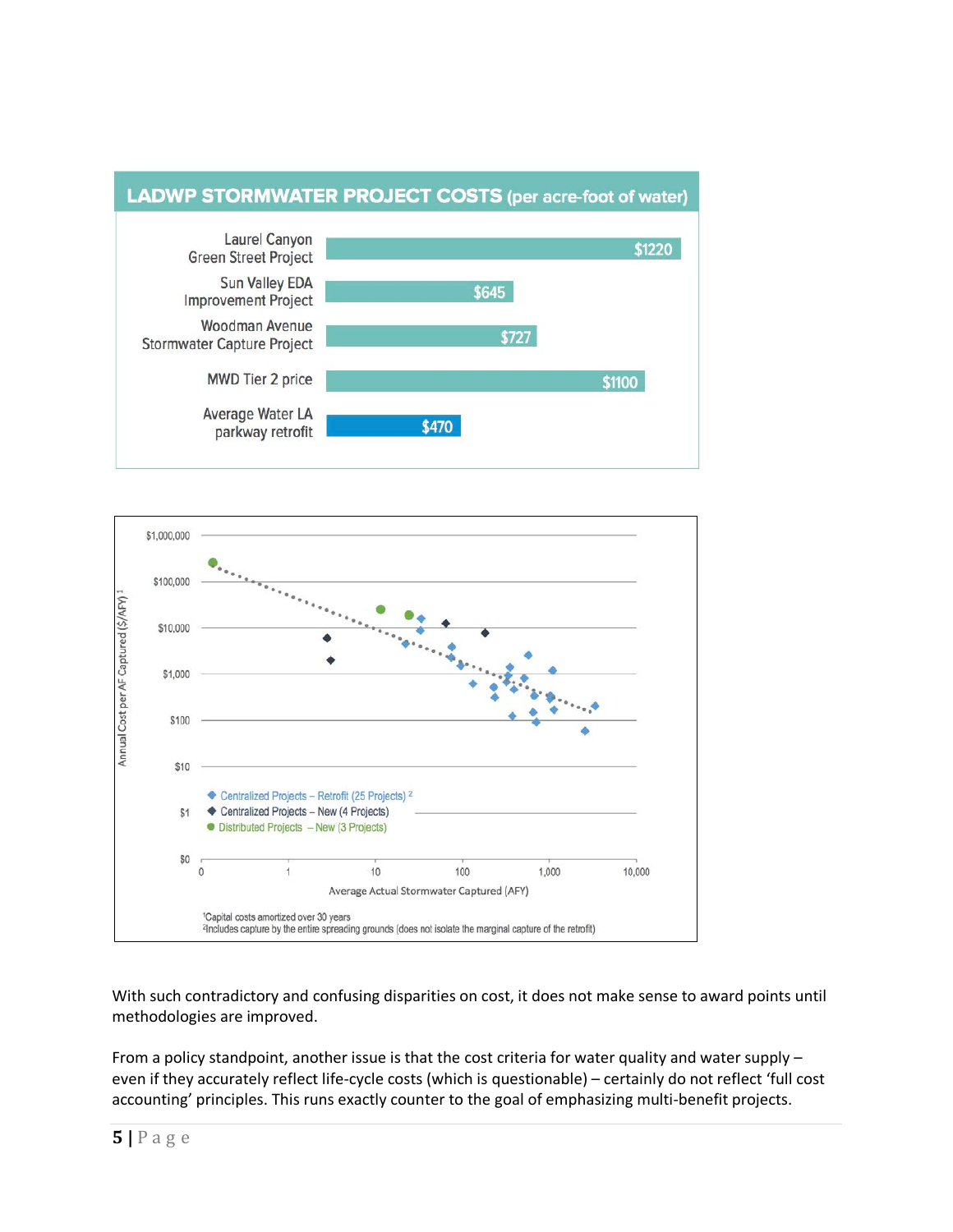**LADWP STORMWATER PROJECT COSTS** (per acre-foot of water)

| Project | Cost |
|---|---|
| Laurel Canyon Green Street Project | $1220 |
| Sun Valley EDA Improvement Project | $645 |
| Woodman Avenue Stormwater Capture Project | $727 |
| MWD Tier 2 price | $1100 |
| Average Water LA parkway retrofit | $470 |

Annual Cost per AF Captured ($/AFY)[1]

Average Actual Stormwater Captured (AFY)

- Centralized Projects – Retrofit (25 Projects)[2]
- Centralized Projects – New (4 Projects)
- Distributed Projects – New (3 Projects)

[1]Capital costs amortized over 30 years
[2]Includes capture by the entire spreading grounds (does not isolate the marginal capture of the retrofit)

With such contradictory and confusing disparities on cost, it does not make sense to award points until methodologies are improved.

From a policy standpoint, another issue is that the cost criteria for water quality and water supply – even if they accurately reflect life-cycle costs (which is questionable) – certainly do not reflect 'full cost accounting' principles. This runs exactly counter to the goal of emphasizing multi-benefit projects.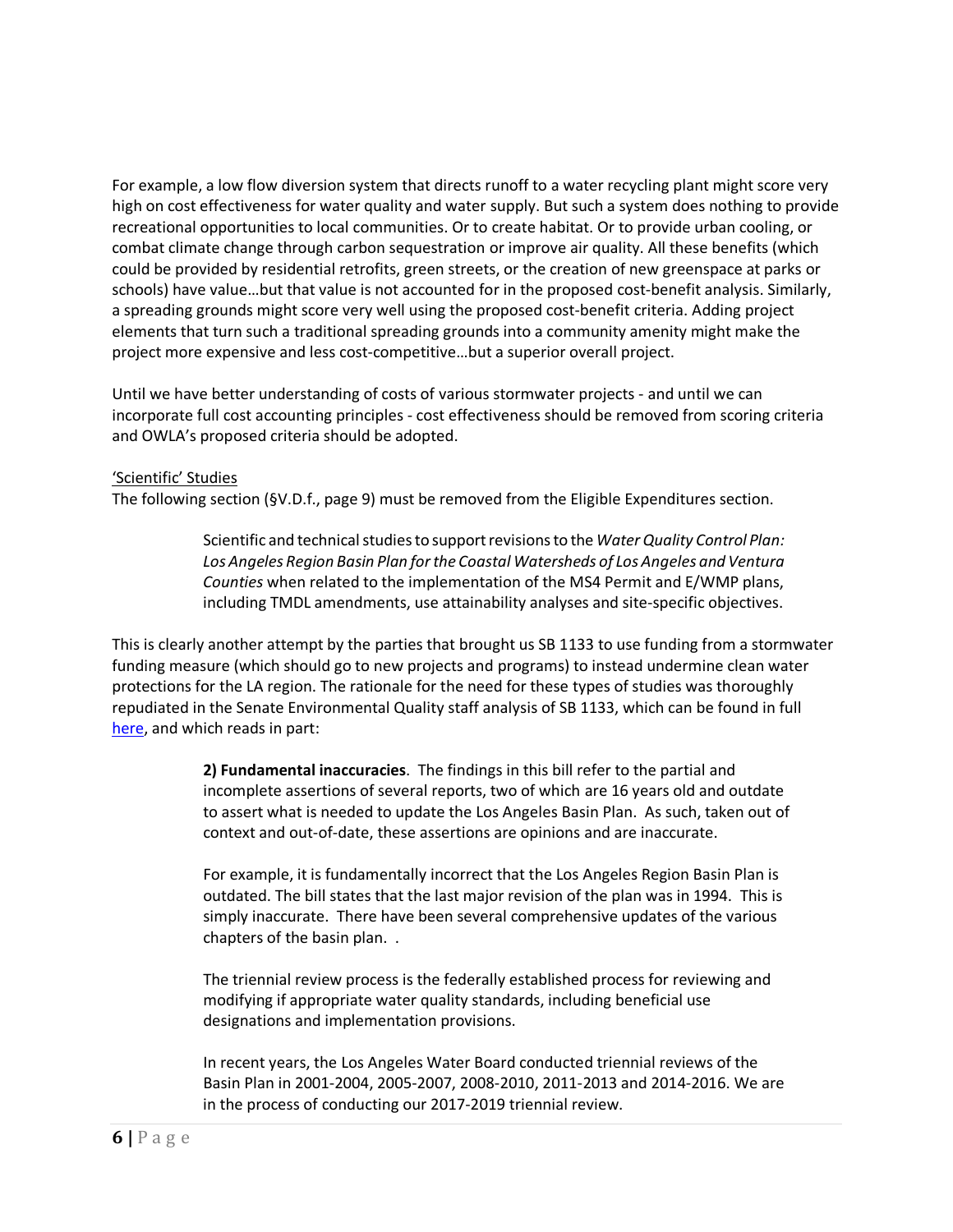For example, a low flow diversion system that directs runoff to a water recycling plant might score very high on cost effectiveness for water quality and water supply. But such a system does nothing to provide recreational opportunities to local communities. Or to create habitat. Or to provide urban cooling, or combat climate change through carbon sequestration or improve air quality. All these benefits (which could be provided by residential retrofits, green streets, or the creation of new greenspace at parks or schools) have value…but that value is not accounted for in the proposed cost-benefit analysis. Similarly, a spreading grounds might score very well using the proposed cost-benefit criteria. Adding project elements that turn such a traditional spreading grounds into a community amenity might make the project more expensive and less cost-competitive…but a superior overall project.

Until we have better understanding of costs of various stormwater projects - and until we can incorporate full cost accounting principles - cost effectiveness should be removed from scoring criteria and OWLA's proposed criteria should be adopted.

'Scientific' Studies

The following section (§V.D.f., page 9) must be removed from the Eligible Expenditures section.

> Scientific and technical studies to support revisions to the *Water Quality Control Plan: Los Angeles Region Basin Plan for the Coastal Watersheds of Los Angeles and Ventura Counties* when related to the implementation of the MS4 Permit and E/WMP plans, including TMDL amendments, use attainability analyses and site-specific objectives.

This is clearly another attempt by the parties that brought us SB 1133 to use funding from a stormwater funding measure (which should go to new projects and programs) to instead undermine clean water protections for the LA region. The rationale for the need for these types of studies was thoroughly repudiated in the Senate Environmental Quality staff analysis of SB 1133, which can be found in full here, and which reads in part:

> **2) Fundamental inaccuracies**. The findings in this bill refer to the partial and incomplete assertions of several reports, two of which are 16 years old and outdate to assert what is needed to update the Los Angeles Basin Plan. As such, taken out of context and out-of-date, these assertions are opinions and are inaccurate.
>
> For example, it is fundamentally incorrect that the Los Angeles Region Basin Plan is outdated. The bill states that the last major revision of the plan was in 1994. This is simply inaccurate. There have been several comprehensive updates of the various chapters of the basin plan. .
>
> The triennial review process is the federally established process for reviewing and modifying if appropriate water quality standards, including beneficial use designations and implementation provisions.
>
> In recent years, the Los Angeles Water Board conducted triennial reviews of the Basin Plan in 2001-2004, 2005-2007, 2008-2010, 2011-2013 and 2014-2016. We are in the process of conducting our 2017-2019 triennial review.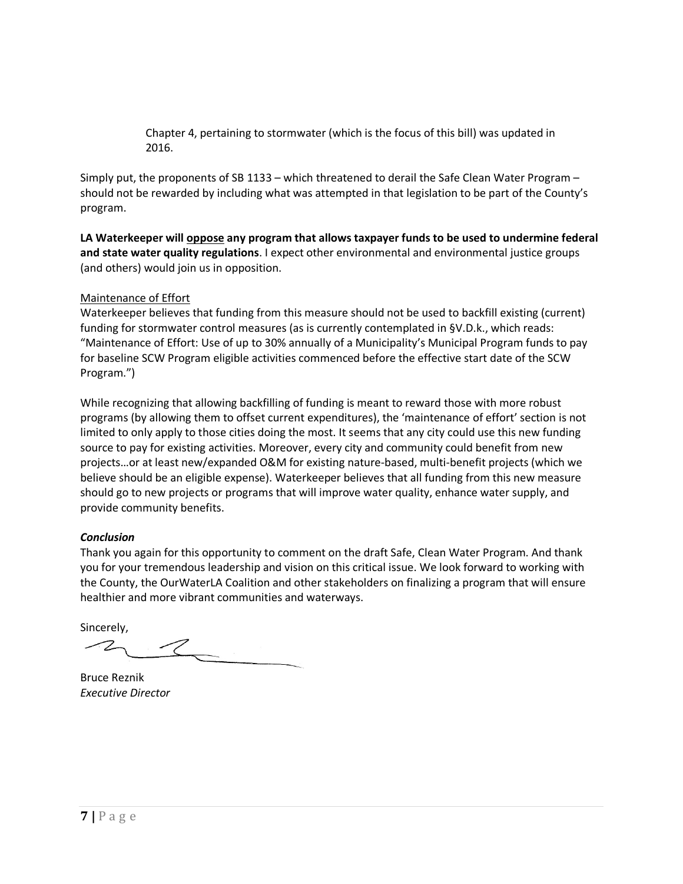Chapter 4, pertaining to stormwater (which is the focus of this bill) was updated in 2016.

Simply put, the proponents of SB 1133 – which threatened to derail the Safe Clean Water Program – should not be rewarded by including what was attempted in that legislation to be part of the County's program.

**LA Waterkeeper will <u>oppose</u> any program that allows taxpayer funds to be used to undermine federal and state water quality regulations**. I expect other environmental and environmental justice groups (and others) would join us in opposition.

<u>Maintenance of Effort</u>

Waterkeeper believes that funding from this measure should not be used to backfill existing (current) funding for stormwater control measures (as is currently contemplated in §V.D.k., which reads: "Maintenance of Effort: Use of up to 30% annually of a Municipality's Municipal Program funds to pay for baseline SCW Program eligible activities commenced before the effective start date of the SCW Program.")

While recognizing that allowing backfilling of funding is meant to reward those with more robust programs (by allowing them to offset current expenditures), the 'maintenance of effort' section is not limited to only apply to those cities doing the most. It seems that any city could use this new funding source to pay for existing activities. Moreover, every city and community could benefit from new projects…or at least new/expanded O&M for existing nature-based, multi-benefit projects (which we believe should be an eligible expense). Waterkeeper believes that all funding from this new measure should go to new projects or programs that will improve water quality, enhance water supply, and provide community benefits.

***Conclusion***

Thank you again for this opportunity to comment on the draft Safe, Clean Water Program. And thank you for your tremendous leadership and vision on this critical issue. We look forward to working with the County, the OurWaterLA Coalition and other stakeholders on finalizing a program that will ensure healthier and more vibrant communities and waterways.

Sincerely,

Bruce Reznik
*Executive Director*